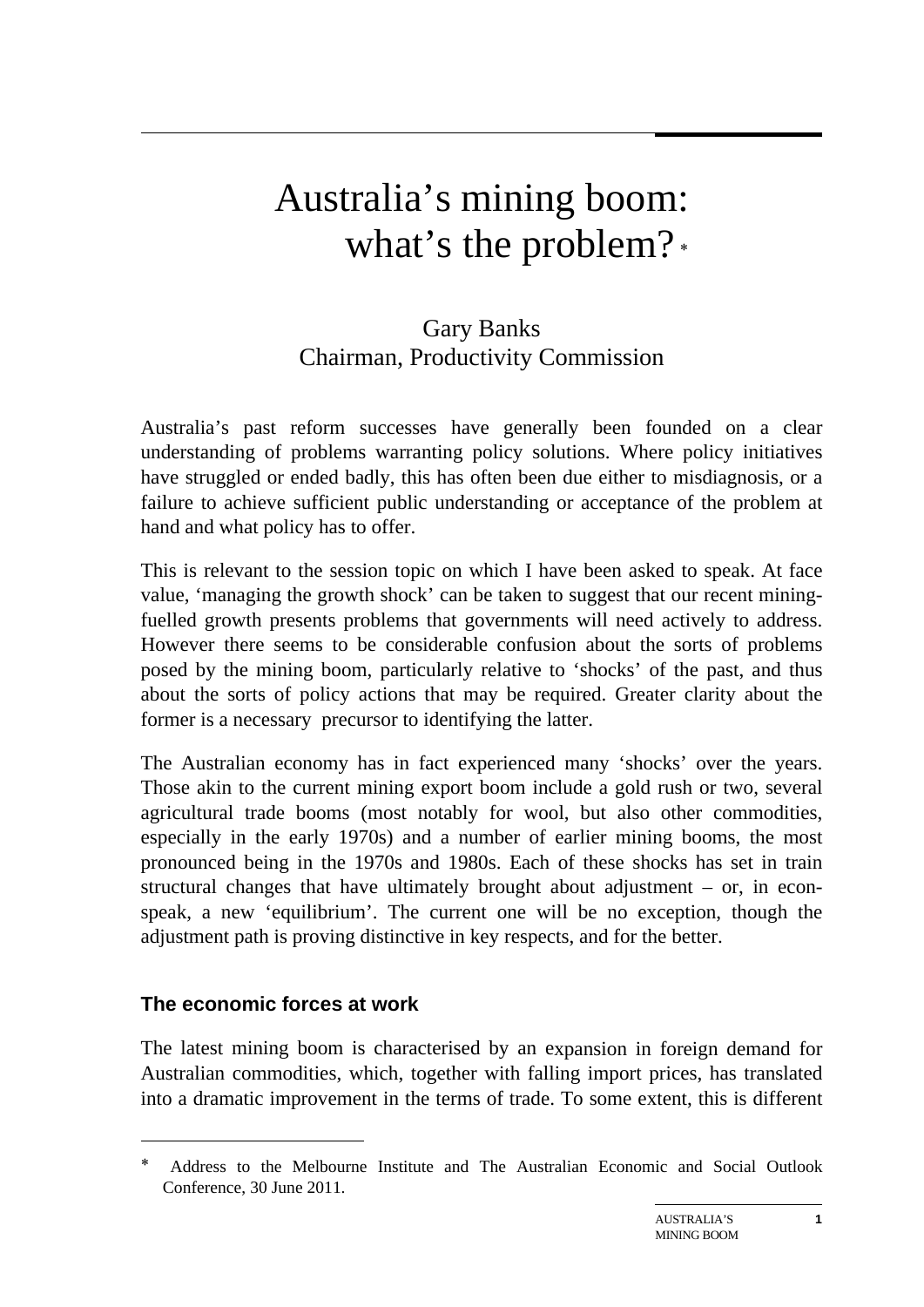# Australia's mining boom: what's the problem? *

Gary Banks
Chairman, Productivity Commission

Australia's past reform successes have generally been founded on a clear understanding of problems warranting policy solutions. Where policy initiatives have struggled or ended badly, this has often been due either to misdiagnosis, or a failure to achieve sufficient public understanding or acceptance of the problem at hand and what policy has to offer.

This is relevant to the session topic on which I have been asked to speak. At face value, 'managing the growth shock' can be taken to suggest that our recent mining-fuelled growth presents problems that governments will need actively to address. However there seems to be considerable confusion about the sorts of problems posed by the mining boom, particularly relative to 'shocks' of the past, and thus about the sorts of policy actions that may be required. Greater clarity about the former is a necessary precursor to identifying the latter.

The Australian economy has in fact experienced many 'shocks' over the years. Those akin to the current mining export boom include a gold rush or two, several agricultural trade booms (most notably for wool, but also other commodities, especially in the early 1970s) and a number of earlier mining booms, the most pronounced being in the 1970s and 1980s. Each of these shocks has set in train structural changes that have ultimately brought about adjustment – or, in econ-speak, a new 'equilibrium'. The current one will be no exception, though the adjustment path is proving distinctive in key respects, and for the better.

## The economic forces at work

The latest mining boom is characterised by an expansion in foreign demand for Australian commodities, which, together with falling import prices, has translated into a dramatic improvement in the terms of trade. To some extent, this is different

---

* Address to the Melbourne Institute and The Australian Economic and Social Outlook Conference, 30 June 2011.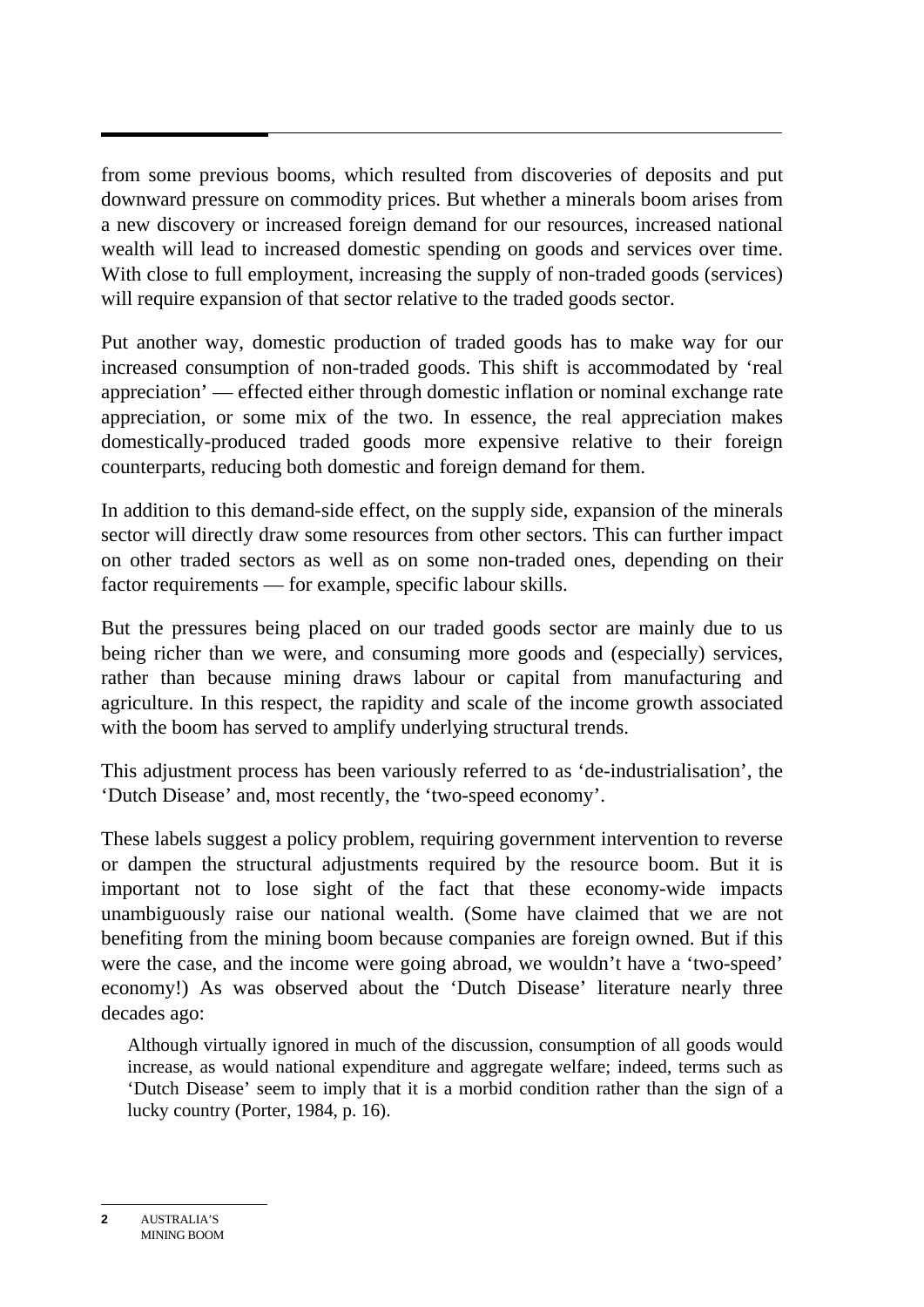from some previous booms, which resulted from discoveries of deposits and put downward pressure on commodity prices. But whether a minerals boom arises from a new discovery or increased foreign demand for our resources, increased national wealth will lead to increased domestic spending on goods and services over time. With close to full employment, increasing the supply of non-traded goods (services) will require expansion of that sector relative to the traded goods sector.

Put another way, domestic production of traded goods has to make way for our increased consumption of non-traded goods. This shift is accommodated by 'real appreciation' — effected either through domestic inflation or nominal exchange rate appreciation, or some mix of the two. In essence, the real appreciation makes domestically-produced traded goods more expensive relative to their foreign counterparts, reducing both domestic and foreign demand for them.

In addition to this demand-side effect, on the supply side, expansion of the minerals sector will directly draw some resources from other sectors. This can further impact on other traded sectors as well as on some non-traded ones, depending on their factor requirements — for example, specific labour skills.

But the pressures being placed on our traded goods sector are mainly due to us being richer than we were, and consuming more goods and (especially) services, rather than because mining draws labour or capital from manufacturing and agriculture. In this respect, the rapidity and scale of the income growth associated with the boom has served to amplify underlying structural trends.

This adjustment process has been variously referred to as 'de-industrialisation', the 'Dutch Disease' and, most recently, the 'two-speed economy'.

These labels suggest a policy problem, requiring government intervention to reverse or dampen the structural adjustments required by the resource boom. But it is important not to lose sight of the fact that these economy-wide impacts unambiguously raise our national wealth. (Some have claimed that we are not benefiting from the mining boom because companies are foreign owned. But if this were the case, and the income were going abroad, we wouldn't have a 'two-speed' economy!) As was observed about the 'Dutch Disease' literature nearly three decades ago:

> Although virtually ignored in much of the discussion, consumption of all goods would increase, as would national expenditure and aggregate welfare; indeed, terms such as 'Dutch Disease' seem to imply that it is a morbid condition rather than the sign of a lucky country (Porter, 1984, p. 16).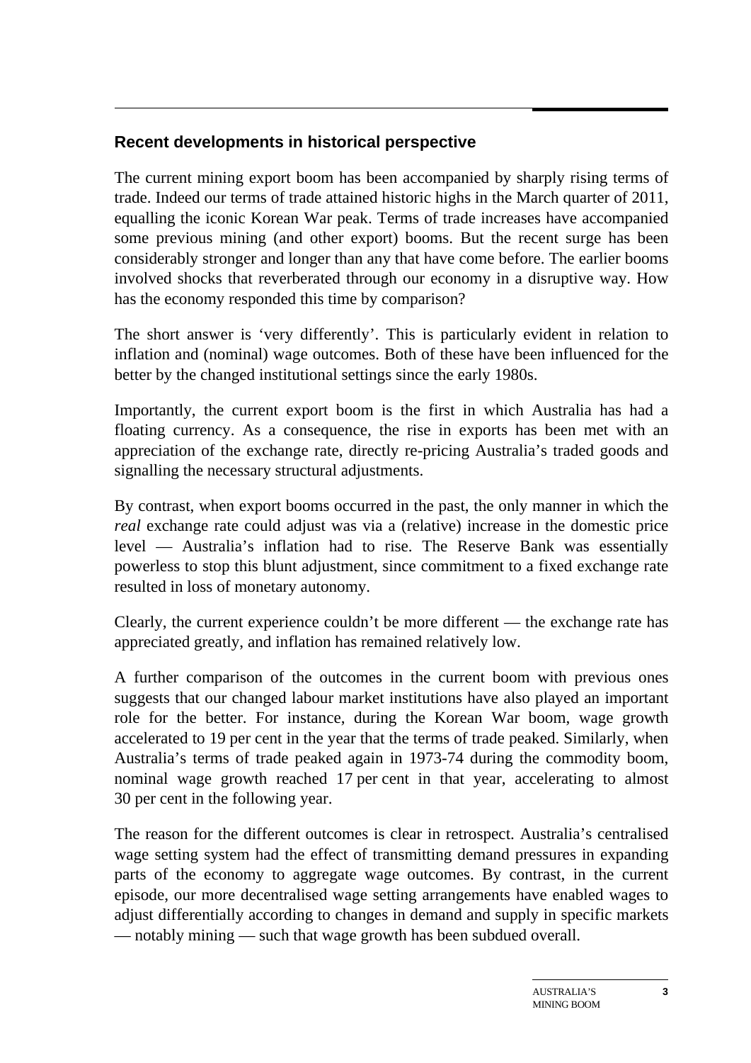## Recent developments in historical perspective

The current mining export boom has been accompanied by sharply rising terms of trade. Indeed our terms of trade attained historic highs in the March quarter of 2011, equalling the iconic Korean War peak. Terms of trade increases have accompanied some previous mining (and other export) booms. But the recent surge has been considerably stronger and longer than any that have come before. The earlier booms involved shocks that reverberated through our economy in a disruptive way. How has the economy responded this time by comparison?

The short answer is 'very differently'. This is particularly evident in relation to inflation and (nominal) wage outcomes. Both of these have been influenced for the better by the changed institutional settings since the early 1980s.

Importantly, the current export boom is the first in which Australia has had a floating currency. As a consequence, the rise in exports has been met with an appreciation of the exchange rate, directly re-pricing Australia's traded goods and signalling the necessary structural adjustments.

By contrast, when export booms occurred in the past, the only manner in which the *real* exchange rate could adjust was via a (relative) increase in the domestic price level — Australia's inflation had to rise. The Reserve Bank was essentially powerless to stop this blunt adjustment, since commitment to a fixed exchange rate resulted in loss of monetary autonomy.

Clearly, the current experience couldn't be more different — the exchange rate has appreciated greatly, and inflation has remained relatively low.

A further comparison of the outcomes in the current boom with previous ones suggests that our changed labour market institutions have also played an important role for the better. For instance, during the Korean War boom, wage growth accelerated to 19 per cent in the year that the terms of trade peaked. Similarly, when Australia's terms of trade peaked again in 1973-74 during the commodity boom, nominal wage growth reached 17 per cent in that year, accelerating to almost 30 per cent in the following year.

The reason for the different outcomes is clear in retrospect. Australia's centralised wage setting system had the effect of transmitting demand pressures in expanding parts of the economy to aggregate wage outcomes. By contrast, in the current episode, our more decentralised wage setting arrangements have enabled wages to adjust differentially according to changes in demand and supply in specific markets — notably mining — such that wage growth has been subdued overall.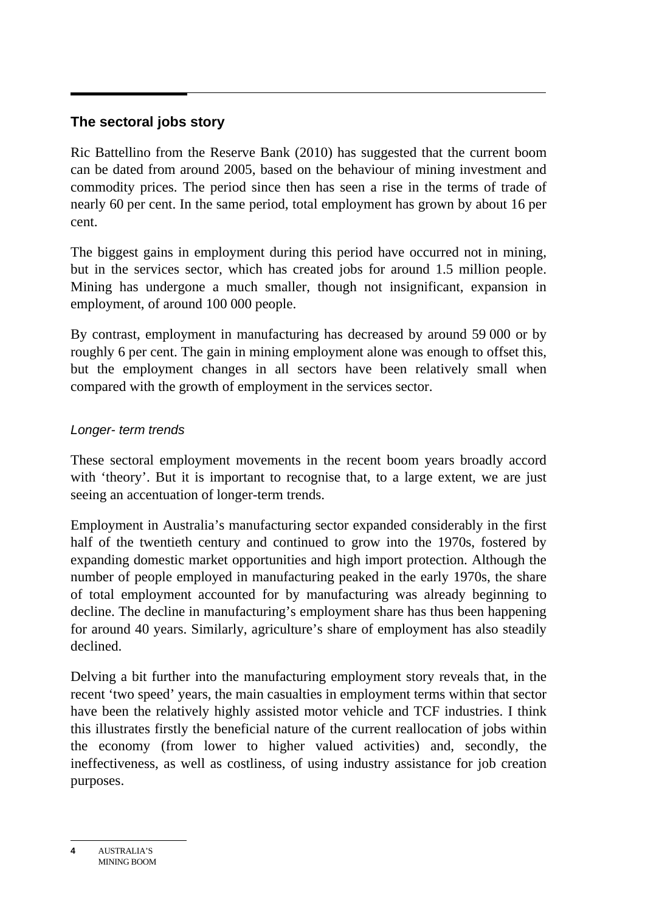## The sectoral jobs story

Ric Battellino from the Reserve Bank (2010) has suggested that the current boom can be dated from around 2005, based on the behaviour of mining investment and commodity prices. The period since then has seen a rise in the terms of trade of nearly 60 per cent. In the same period, total employment has grown by about 16 per cent.

The biggest gains in employment during this period have occurred not in mining, but in the services sector, which has created jobs for around 1.5 million people. Mining has undergone a much smaller, though not insignificant, expansion in employment, of around 100 000 people.

By contrast, employment in manufacturing has decreased by around 59 000 or by roughly 6 per cent. The gain in mining employment alone was enough to offset this, but the employment changes in all sectors have been relatively small when compared with the growth of employment in the services sector.

### *Longer- term trends*

These sectoral employment movements in the recent boom years broadly accord with 'theory'. But it is important to recognise that, to a large extent, we are just seeing an accentuation of longer-term trends.

Employment in Australia's manufacturing sector expanded considerably in the first half of the twentieth century and continued to grow into the 1970s, fostered by expanding domestic market opportunities and high import protection. Although the number of people employed in manufacturing peaked in the early 1970s, the share of total employment accounted for by manufacturing was already beginning to decline. The decline in manufacturing's employment share has thus been happening for around 40 years. Similarly, agriculture's share of employment has also steadily declined.

Delving a bit further into the manufacturing employment story reveals that, in the recent 'two speed' years, the main casualties in employment terms within that sector have been the relatively highly assisted motor vehicle and TCF industries. I think this illustrates firstly the beneficial nature of the current reallocation of jobs within the economy (from lower to higher valued activities) and, secondly, the ineffectiveness, as well as costliness, of using industry assistance for job creation purposes.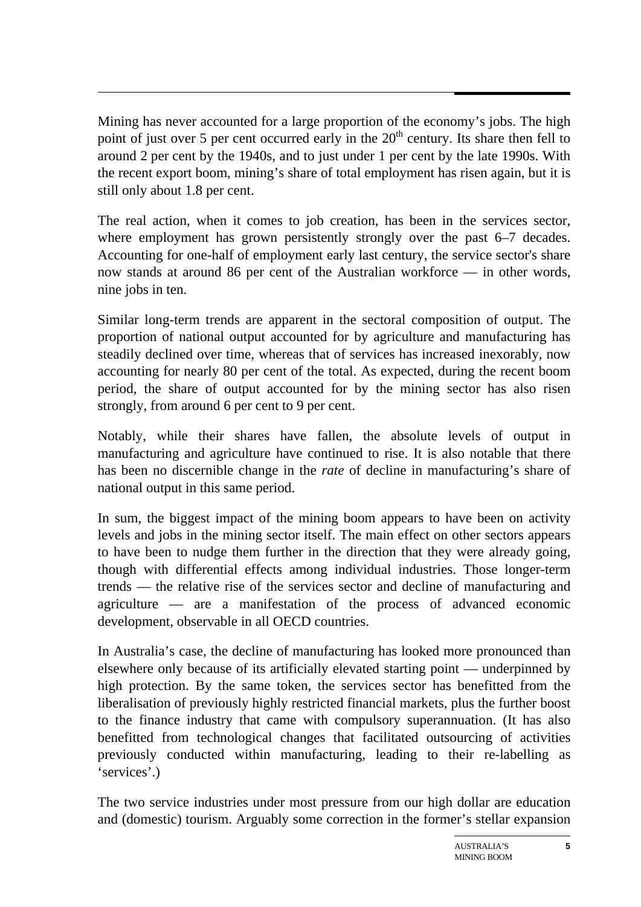Mining has never accounted for a large proportion of the economy's jobs. The high point of just over 5 per cent occurred early in the $20^{th}$ century. Its share then fell to around 2 per cent by the 1940s, and to just under 1 per cent by the late 1990s. With the recent export boom, mining's share of total employment has risen again, but it is still only about 1.8 per cent.

The real action, when it comes to job creation, has been in the services sector, where employment has grown persistently strongly over the past 6–7 decades. Accounting for one-half of employment early last century, the service sector's share now stands at around 86 per cent of the Australian workforce — in other words, nine jobs in ten.

Similar long-term trends are apparent in the sectoral composition of output. The proportion of national output accounted for by agriculture and manufacturing has steadily declined over time, whereas that of services has increased inexorably, now accounting for nearly 80 per cent of the total. As expected, during the recent boom period, the share of output accounted for by the mining sector has also risen strongly, from around 6 per cent to 9 per cent.

Notably, while their shares have fallen, the absolute levels of output in manufacturing and agriculture have continued to rise. It is also notable that there has been no discernible change in the *rate* of decline in manufacturing's share of national output in this same period.

In sum, the biggest impact of the mining boom appears to have been on activity levels and jobs in the mining sector itself. The main effect on other sectors appears to have been to nudge them further in the direction that they were already going, though with differential effects among individual industries. Those longer-term trends — the relative rise of the services sector and decline of manufacturing and agriculture — are a manifestation of the process of advanced economic development, observable in all OECD countries.

In Australia's case, the decline of manufacturing has looked more pronounced than elsewhere only because of its artificially elevated starting point — underpinned by high protection. By the same token, the services sector has benefitted from the liberalisation of previously highly restricted financial markets, plus the further boost to the finance industry that came with compulsory superannuation. (It has also benefitted from technological changes that facilitated outsourcing of activities previously conducted within manufacturing, leading to their re-labelling as 'services'.)

The two service industries under most pressure from our high dollar are education and (domestic) tourism. Arguably some correction in the former's stellar expansion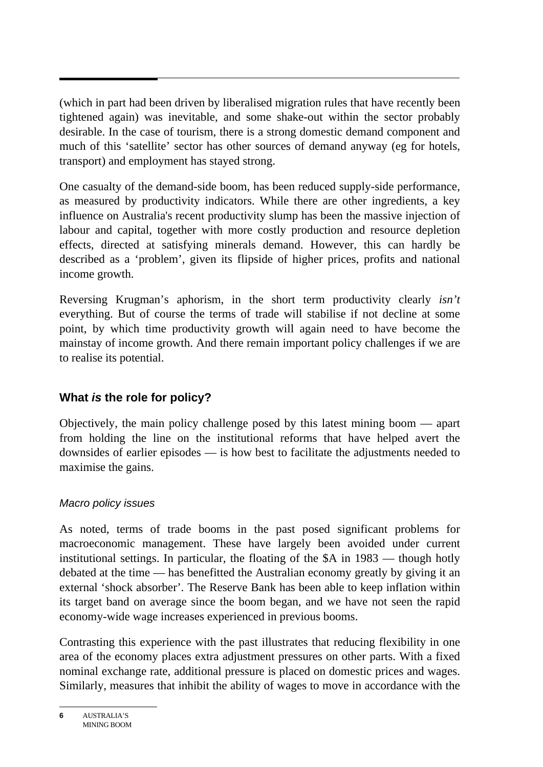(which in part had been driven by liberalised migration rules that have recently been tightened again) was inevitable, and some shake-out within the sector probably desirable. In the case of tourism, there is a strong domestic demand component and much of this 'satellite' sector has other sources of demand anyway (eg for hotels, transport) and employment has stayed strong.

One casualty of the demand-side boom, has been reduced supply-side performance, as measured by productivity indicators. While there are other ingredients, a key influence on Australia's recent productivity slump has been the massive injection of labour and capital, together with more costly production and resource depletion effects, directed at satisfying minerals demand. However, this can hardly be described as a 'problem', given its flipside of higher prices, profits and national income growth.

Reversing Krugman's aphorism, in the short term productivity clearly *isn't* everything. But of course the terms of trade will stabilise if not decline at some point, by which time productivity growth will again need to have become the mainstay of income growth. And there remain important policy challenges if we are to realise its potential.

## What *is* the role for policy?

Objectively, the main policy challenge posed by this latest mining boom — apart from holding the line on the institutional reforms that have helped avert the downsides of earlier episodes — is how best to facilitate the adjustments needed to maximise the gains.

### *Macro policy issues*

As noted, terms of trade booms in the past posed significant problems for macroeconomic management. These have largely been avoided under current institutional settings. In particular, the floating of the $A in 1983 — though hotly debated at the time — has benefitted the Australian economy greatly by giving it an external 'shock absorber'. The Reserve Bank has been able to keep inflation within its target band on average since the boom began, and we have not seen the rapid economy-wide wage increases experienced in previous booms.

Contrasting this experience with the past illustrates that reducing flexibility in one area of the economy places extra adjustment pressures on other parts. With a fixed nominal exchange rate, additional pressure is placed on domestic prices and wages. Similarly, measures that inhibit the ability of wages to move in accordance with the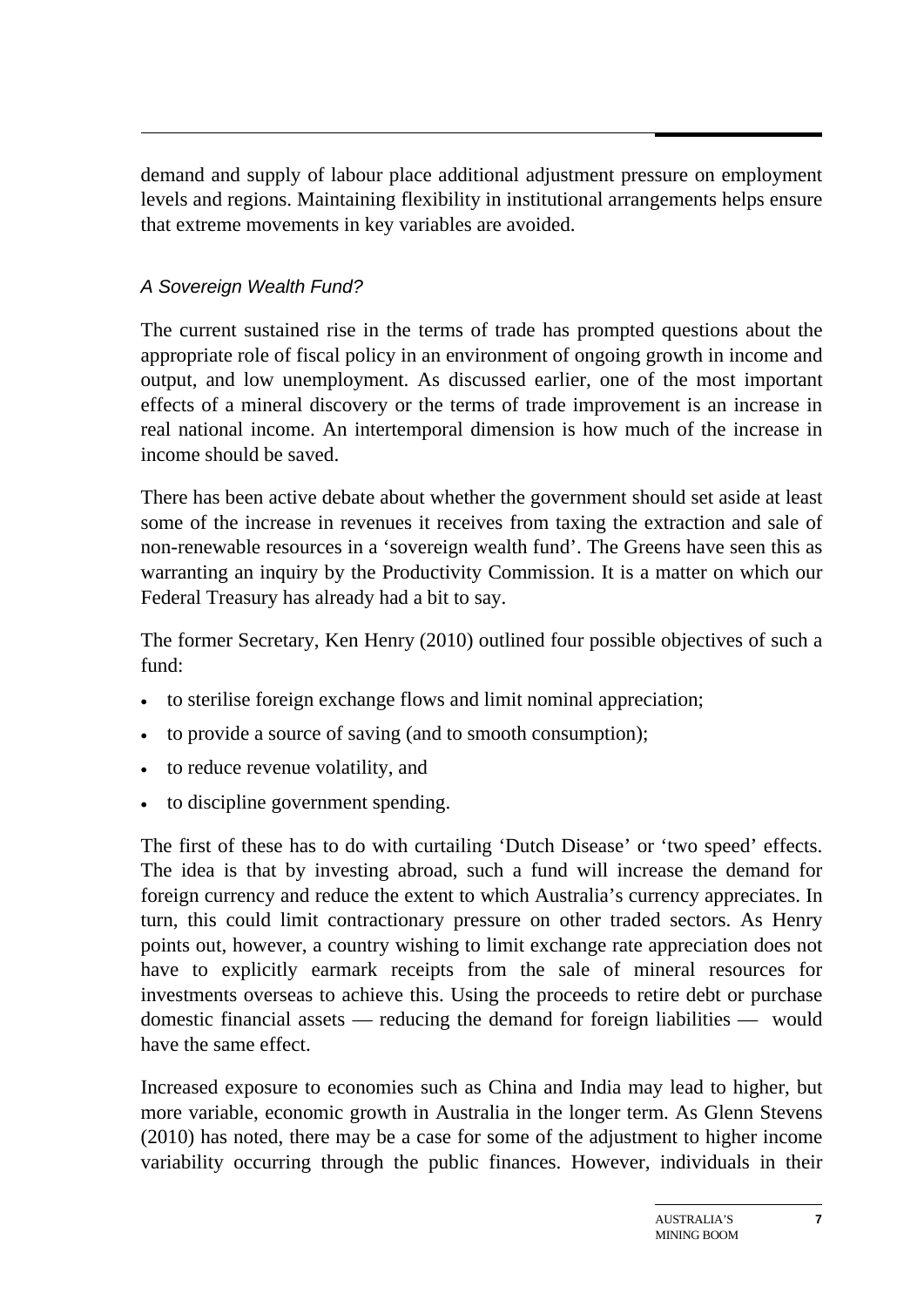demand and supply of labour place additional adjustment pressure on employment levels and regions. Maintaining flexibility in institutional arrangements helps ensure that extreme movements in key variables are avoided.

### *A Sovereign Wealth Fund?*

The current sustained rise in the terms of trade has prompted questions about the appropriate role of fiscal policy in an environment of ongoing growth in income and output, and low unemployment. As discussed earlier, one of the most important effects of a mineral discovery or the terms of trade improvement is an increase in real national income. An intertemporal dimension is how much of the increase in income should be saved.

There has been active debate about whether the government should set aside at least some of the increase in revenues it receives from taxing the extraction and sale of non-renewable resources in a 'sovereign wealth fund'. The Greens have seen this as warranting an inquiry by the Productivity Commission. It is a matter on which our Federal Treasury has already had a bit to say.

The former Secretary, Ken Henry (2010) outlined four possible objectives of such a fund:

- to sterilise foreign exchange flows and limit nominal appreciation;
- to provide a source of saving (and to smooth consumption);
- to reduce revenue volatility, and
- to discipline government spending.

The first of these has to do with curtailing 'Dutch Disease' or 'two speed' effects. The idea is that by investing abroad, such a fund will increase the demand for foreign currency and reduce the extent to which Australia's currency appreciates. In turn, this could limit contractionary pressure on other traded sectors. As Henry points out, however, a country wishing to limit exchange rate appreciation does not have to explicitly earmark receipts from the sale of mineral resources for investments overseas to achieve this. Using the proceeds to retire debt or purchase domestic financial assets — reducing the demand for foreign liabilities — would have the same effect.

Increased exposure to economies such as China and India may lead to higher, but more variable, economic growth in Australia in the longer term. As Glenn Stevens (2010) has noted, there may be a case for some of the adjustment to higher income variability occurring through the public finances. However, individuals in their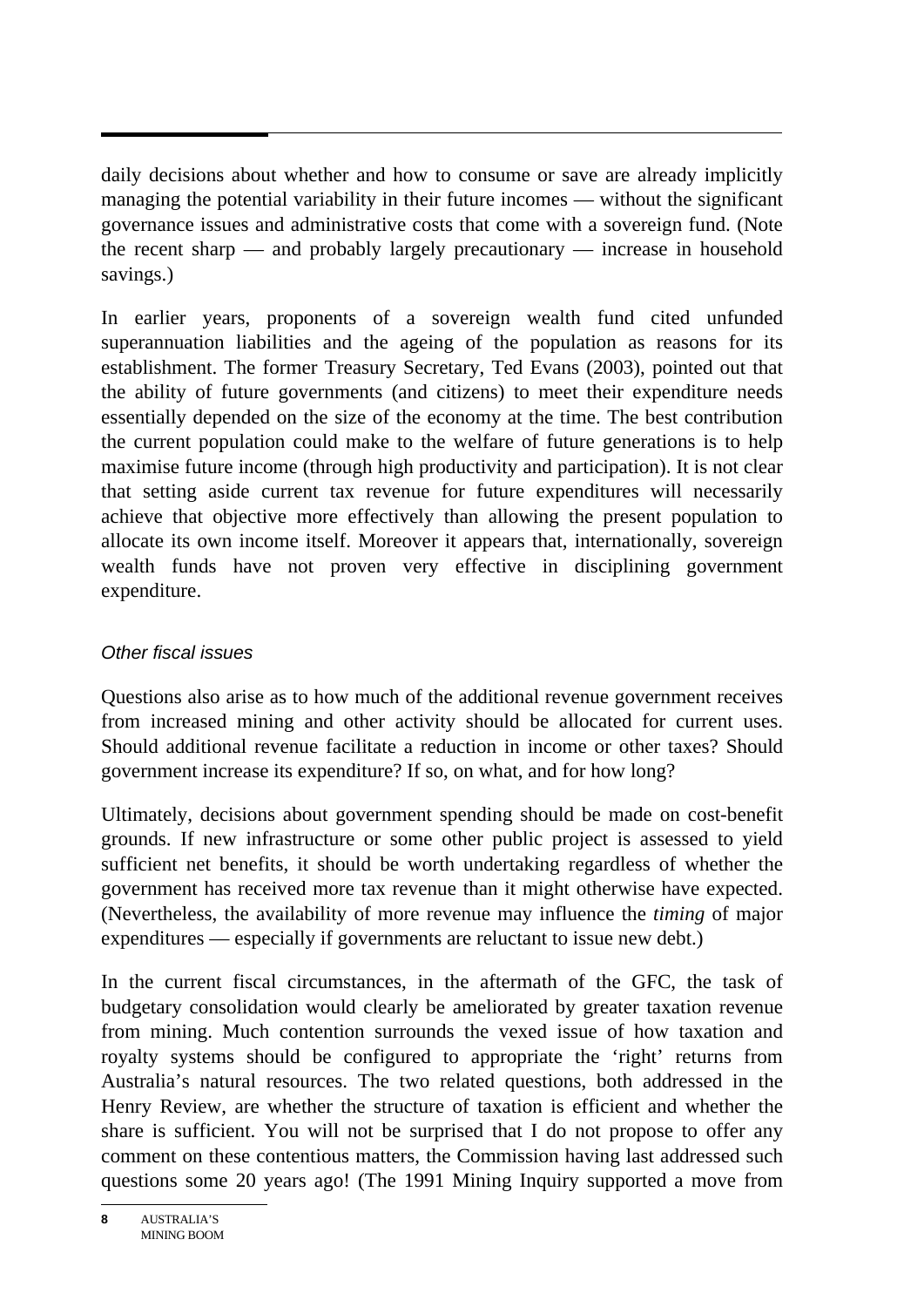daily decisions about whether and how to consume or save are already implicitly managing the potential variability in their future incomes — without the significant governance issues and administrative costs that come with a sovereign fund. (Note the recent sharp — and probably largely precautionary — increase in household savings.)

In earlier years, proponents of a sovereign wealth fund cited unfunded superannuation liabilities and the ageing of the population as reasons for its establishment. The former Treasury Secretary, Ted Evans (2003), pointed out that the ability of future governments (and citizens) to meet their expenditure needs essentially depended on the size of the economy at the time. The best contribution the current population could make to the welfare of future generations is to help maximise future income (through high productivity and participation). It is not clear that setting aside current tax revenue for future expenditures will necessarily achieve that objective more effectively than allowing the present population to allocate its own income itself. Moreover it appears that, internationally, sovereign wealth funds have not proven very effective in disciplining government expenditure.

### *Other fiscal issues*

Questions also arise as to how much of the additional revenue government receives from increased mining and other activity should be allocated for current uses. Should additional revenue facilitate a reduction in income or other taxes? Should government increase its expenditure? If so, on what, and for how long?

Ultimately, decisions about government spending should be made on cost-benefit grounds. If new infrastructure or some other public project is assessed to yield sufficient net benefits, it should be worth undertaking regardless of whether the government has received more tax revenue than it might otherwise have expected. (Nevertheless, the availability of more revenue may influence the *timing* of major expenditures — especially if governments are reluctant to issue new debt.)

In the current fiscal circumstances, in the aftermath of the GFC, the task of budgetary consolidation would clearly be ameliorated by greater taxation revenue from mining. Much contention surrounds the vexed issue of how taxation and royalty systems should be configured to appropriate the 'right' returns from Australia's natural resources. The two related questions, both addressed in the Henry Review, are whether the structure of taxation is efficient and whether the share is sufficient. You will not be surprised that I do not propose to offer any comment on these contentious matters, the Commission having last addressed such questions some 20 years ago! (The 1991 Mining Inquiry supported a move from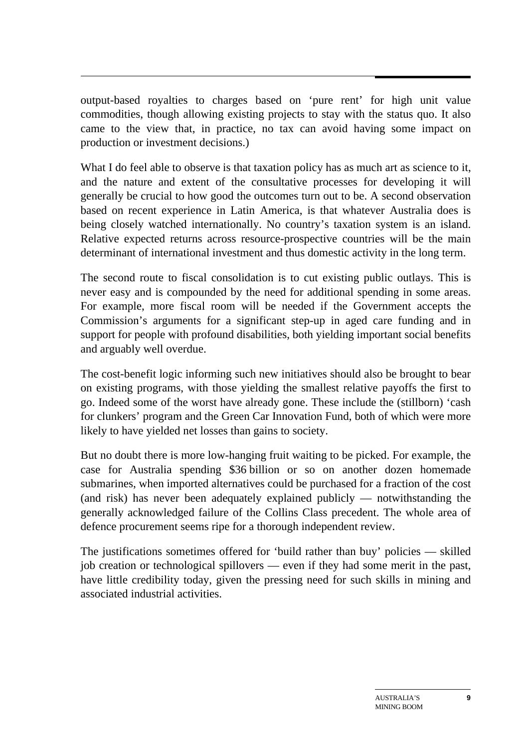output-based royalties to charges based on 'pure rent' for high unit value commodities, though allowing existing projects to stay with the status quo. It also came to the view that, in practice, no tax can avoid having some impact on production or investment decisions.)

What I do feel able to observe is that taxation policy has as much art as science to it, and the nature and extent of the consultative processes for developing it will generally be crucial to how good the outcomes turn out to be. A second observation based on recent experience in Latin America, is that whatever Australia does is being closely watched internationally. No country's taxation system is an island. Relative expected returns across resource-prospective countries will be the main determinant of international investment and thus domestic activity in the long term.

The second route to fiscal consolidation is to cut existing public outlays. This is never easy and is compounded by the need for additional spending in some areas. For example, more fiscal room will be needed if the Government accepts the Commission's arguments for a significant step-up in aged care funding and in support for people with profound disabilities, both yielding important social benefits and arguably well overdue.

The cost-benefit logic informing such new initiatives should also be brought to bear on existing programs, with those yielding the smallest relative payoffs the first to go. Indeed some of the worst have already gone. These include the (stillborn) 'cash for clunkers' program and the Green Car Innovation Fund, both of which were more likely to have yielded net losses than gains to society.

But no doubt there is more low-hanging fruit waiting to be picked. For example, the case for Australia spending \$36 billion or so on another dozen homemade submarines, when imported alternatives could be purchased for a fraction of the cost (and risk) has never been adequately explained publicly — notwithstanding the generally acknowledged failure of the Collins Class precedent. The whole area of defence procurement seems ripe for a thorough independent review.

The justifications sometimes offered for 'build rather than buy' policies — skilled job creation or technological spillovers — even if they had some merit in the past, have little credibility today, given the pressing need for such skills in mining and associated industrial activities.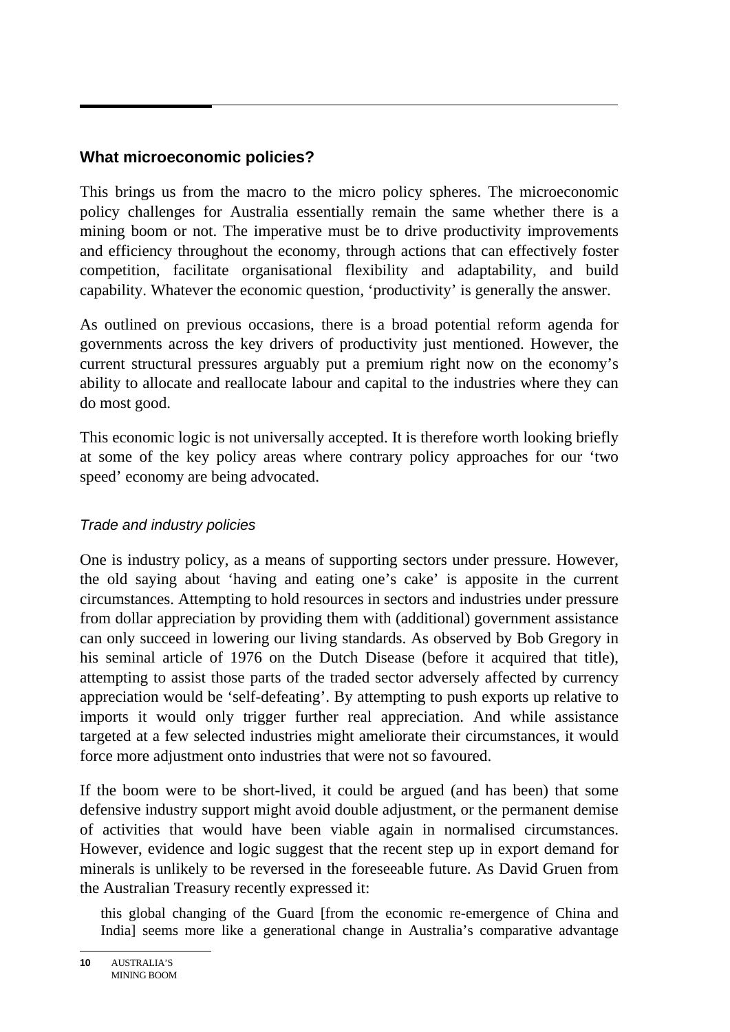## What microeconomic policies?

This brings us from the macro to the micro policy spheres. The microeconomic policy challenges for Australia essentially remain the same whether there is a mining boom or not. The imperative must be to drive productivity improvements and efficiency throughout the economy, through actions that can effectively foster competition, facilitate organisational flexibility and adaptability, and build capability. Whatever the economic question, 'productivity' is generally the answer.

As outlined on previous occasions, there is a broad potential reform agenda for governments across the key drivers of productivity just mentioned. However, the current structural pressures arguably put a premium right now on the economy's ability to allocate and reallocate labour and capital to the industries where they can do most good.

This economic logic is not universally accepted. It is therefore worth looking briefly at some of the key policy areas where contrary policy approaches for our 'two speed' economy are being advocated.

### *Trade and industry policies*

One is industry policy, as a means of supporting sectors under pressure. However, the old saying about 'having and eating one's cake' is apposite in the current circumstances. Attempting to hold resources in sectors and industries under pressure from dollar appreciation by providing them with (additional) government assistance can only succeed in lowering our living standards. As observed by Bob Gregory in his seminal article of 1976 on the Dutch Disease (before it acquired that title), attempting to assist those parts of the traded sector adversely affected by currency appreciation would be 'self-defeating'. By attempting to push exports up relative to imports it would only trigger further real appreciation. And while assistance targeted at a few selected industries might ameliorate their circumstances, it would force more adjustment onto industries that were not so favoured.

If the boom were to be short-lived, it could be argued (and has been) that some defensive industry support might avoid double adjustment, or the permanent demise of activities that would have been viable again in normalised circumstances. However, evidence and logic suggest that the recent step up in export demand for minerals is unlikely to be reversed in the foreseeable future. As David Gruen from the Australian Treasury recently expressed it:

> this global changing of the Guard [from the economic re-emergence of China and India] seems more like a generational change in Australia's comparative advantage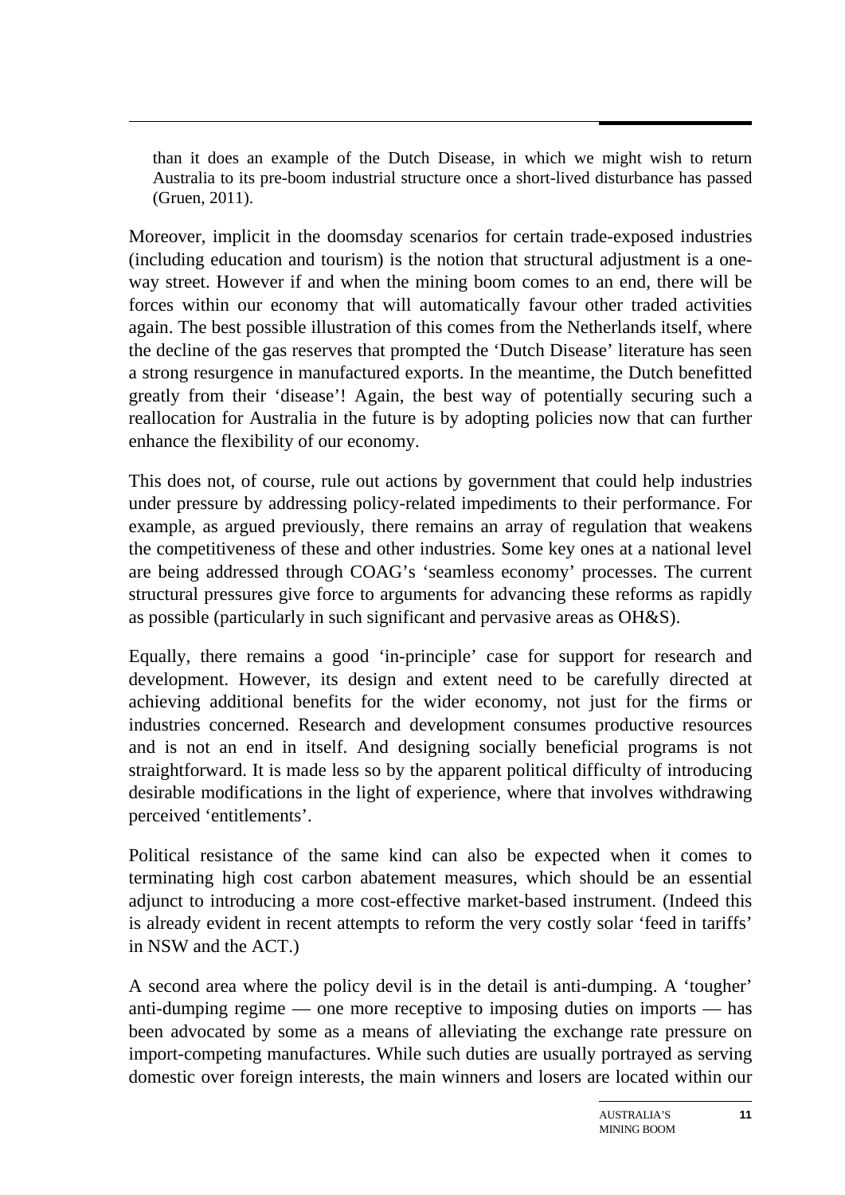> than it does an example of the Dutch Disease, in which we might wish to return Australia to its pre-boom industrial structure once a short-lived disturbance has passed (Gruen, 2011).

Moreover, implicit in the doomsday scenarios for certain trade-exposed industries (including education and tourism) is the notion that structural adjustment is a one-way street. However if and when the mining boom comes to an end, there will be forces within our economy that will automatically favour other traded activities again. The best possible illustration of this comes from the Netherlands itself, where the decline of the gas reserves that prompted the 'Dutch Disease' literature has seen a strong resurgence in manufactured exports. In the meantime, the Dutch benefitted greatly from their 'disease'! Again, the best way of potentially securing such a reallocation for Australia in the future is by adopting policies now that can further enhance the flexibility of our economy.

This does not, of course, rule out actions by government that could help industries under pressure by addressing policy-related impediments to their performance. For example, as argued previously, there remains an array of regulation that weakens the competitiveness of these and other industries. Some key ones at a national level are being addressed through COAG's 'seamless economy' processes. The current structural pressures give force to arguments for advancing these reforms as rapidly as possible (particularly in such significant and pervasive areas as OH&S).

Equally, there remains a good 'in-principle' case for support for research and development. However, its design and extent need to be carefully directed at achieving additional benefits for the wider economy, not just for the firms or industries concerned. Research and development consumes productive resources and is not an end in itself. And designing socially beneficial programs is not straightforward. It is made less so by the apparent political difficulty of introducing desirable modifications in the light of experience, where that involves withdrawing perceived 'entitlements'.

Political resistance of the same kind can also be expected when it comes to terminating high cost carbon abatement measures, which should be an essential adjunct to introducing a more cost-effective market-based instrument. (Indeed this is already evident in recent attempts to reform the very costly solar 'feed in tariffs' in NSW and the ACT.)

A second area where the policy devil is in the detail is anti-dumping. A 'tougher' anti-dumping regime — one more receptive to imposing duties on imports — has been advocated by some as a means of alleviating the exchange rate pressure on import-competing manufactures. While such duties are usually portrayed as serving domestic over foreign interests, the main winners and losers are located within our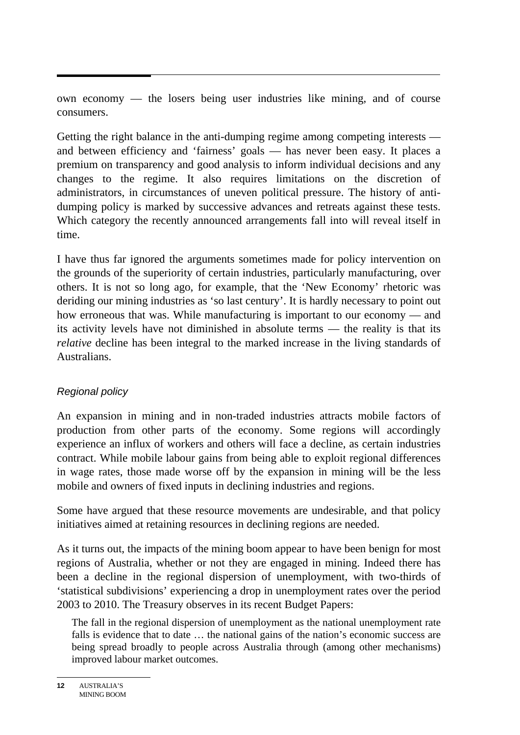own economy — the losers being user industries like mining, and of course consumers.

Getting the right balance in the anti-dumping regime among competing interests — and between efficiency and 'fairness' goals — has never been easy. It places a premium on transparency and good analysis to inform individual decisions and any changes to the regime. It also requires limitations on the discretion of administrators, in circumstances of uneven political pressure. The history of anti-dumping policy is marked by successive advances and retreats against these tests. Which category the recently announced arrangements fall into will reveal itself in time.

I have thus far ignored the arguments sometimes made for policy intervention on the grounds of the superiority of certain industries, particularly manufacturing, over others. It is not so long ago, for example, that the 'New Economy' rhetoric was deriding our mining industries as 'so last century'. It is hardly necessary to point out how erroneous that was. While manufacturing is important to our economy — and its activity levels have not diminished in absolute terms — the reality is that its *relative* decline has been integral to the marked increase in the living standards of Australians.

### *Regional policy*

An expansion in mining and in non-traded industries attracts mobile factors of production from other parts of the economy. Some regions will accordingly experience an influx of workers and others will face a decline, as certain industries contract. While mobile labour gains from being able to exploit regional differences in wage rates, those made worse off by the expansion in mining will be the less mobile and owners of fixed inputs in declining industries and regions.

Some have argued that these resource movements are undesirable, and that policy initiatives aimed at retaining resources in declining regions are needed.

As it turns out, the impacts of the mining boom appear to have been benign for most regions of Australia, whether or not they are engaged in mining. Indeed there has been a decline in the regional dispersion of unemployment, with two-thirds of 'statistical subdivisions' experiencing a drop in unemployment rates over the period 2003 to 2010. The Treasury observes in its recent Budget Papers:

> The fall in the regional dispersion of unemployment as the national unemployment rate falls is evidence that to date … the national gains of the nation's economic success are being spread broadly to people across Australia through (among other mechanisms) improved labour market outcomes.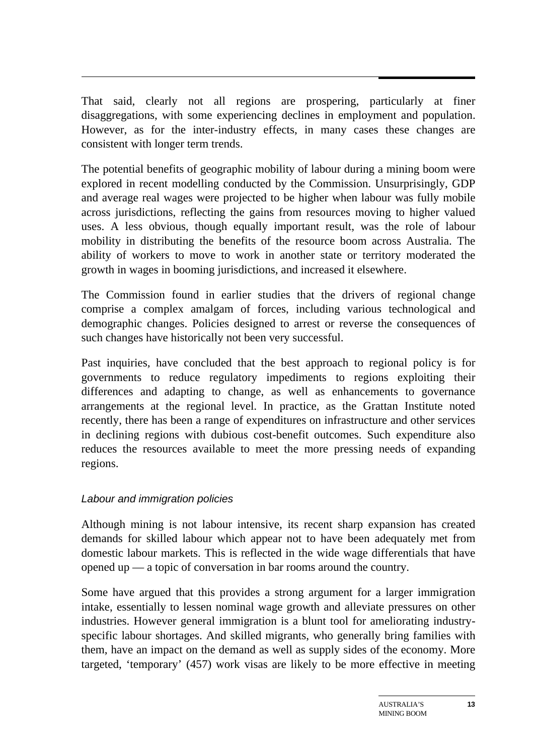That said, clearly not all regions are prospering, particularly at finer disaggregations, with some experiencing declines in employment and population. However, as for the inter-industry effects, in many cases these changes are consistent with longer term trends.

The potential benefits of geographic mobility of labour during a mining boom were explored in recent modelling conducted by the Commission. Unsurprisingly, GDP and average real wages were projected to be higher when labour was fully mobile across jurisdictions, reflecting the gains from resources moving to higher valued uses. A less obvious, though equally important result, was the role of labour mobility in distributing the benefits of the resource boom across Australia. The ability of workers to move to work in another state or territory moderated the growth in wages in booming jurisdictions, and increased it elsewhere.

The Commission found in earlier studies that the drivers of regional change comprise a complex amalgam of forces, including various technological and demographic changes. Policies designed to arrest or reverse the consequences of such changes have historically not been very successful.

Past inquiries, have concluded that the best approach to regional policy is for governments to reduce regulatory impediments to regions exploiting their differences and adapting to change, as well as enhancements to governance arrangements at the regional level. In practice, as the Grattan Institute noted recently, there has been a range of expenditures on infrastructure and other services in declining regions with dubious cost-benefit outcomes. Such expenditure also reduces the resources available to meet the more pressing needs of expanding regions.

### *Labour and immigration policies*

Although mining is not labour intensive, its recent sharp expansion has created demands for skilled labour which appear not to have been adequately met from domestic labour markets. This is reflected in the wide wage differentials that have opened up — a topic of conversation in bar rooms around the country.

Some have argued that this provides a strong argument for a larger immigration intake, essentially to lessen nominal wage growth and alleviate pressures on other industries. However general immigration is a blunt tool for ameliorating industry-specific labour shortages. And skilled migrants, who generally bring families with them, have an impact on the demand as well as supply sides of the economy. More targeted, 'temporary' (457) work visas are likely to be more effective in meeting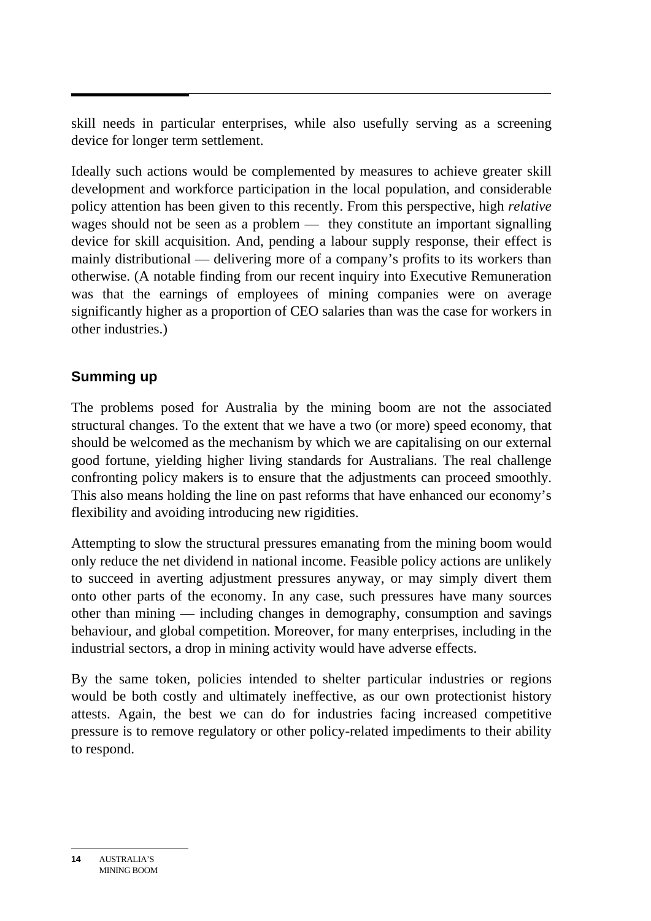skill needs in particular enterprises, while also usefully serving as a screening device for longer term settlement.

Ideally such actions would be complemented by measures to achieve greater skill development and workforce participation in the local population, and considerable policy attention has been given to this recently. From this perspective, high *relative* wages should not be seen as a problem — they constitute an important signalling device for skill acquisition. And, pending a labour supply response, their effect is mainly distributional — delivering more of a company's profits to its workers than otherwise. (A notable finding from our recent inquiry into Executive Remuneration was that the earnings of employees of mining companies were on average significantly higher as a proportion of CEO salaries than was the case for workers in other industries.)

## Summing up

The problems posed for Australia by the mining boom are not the associated structural changes. To the extent that we have a two (or more) speed economy, that should be welcomed as the mechanism by which we are capitalising on our external good fortune, yielding higher living standards for Australians. The real challenge confronting policy makers is to ensure that the adjustments can proceed smoothly. This also means holding the line on past reforms that have enhanced our economy's flexibility and avoiding introducing new rigidities.

Attempting to slow the structural pressures emanating from the mining boom would only reduce the net dividend in national income. Feasible policy actions are unlikely to succeed in averting adjustment pressures anyway, or may simply divert them onto other parts of the economy. In any case, such pressures have many sources other than mining — including changes in demography, consumption and savings behaviour, and global competition. Moreover, for many enterprises, including in the industrial sectors, a drop in mining activity would have adverse effects.

By the same token, policies intended to shelter particular industries or regions would be both costly and ultimately ineffective, as our own protectionist history attests. Again, the best we can do for industries facing increased competitive pressure is to remove regulatory or other policy-related impediments to their ability to respond.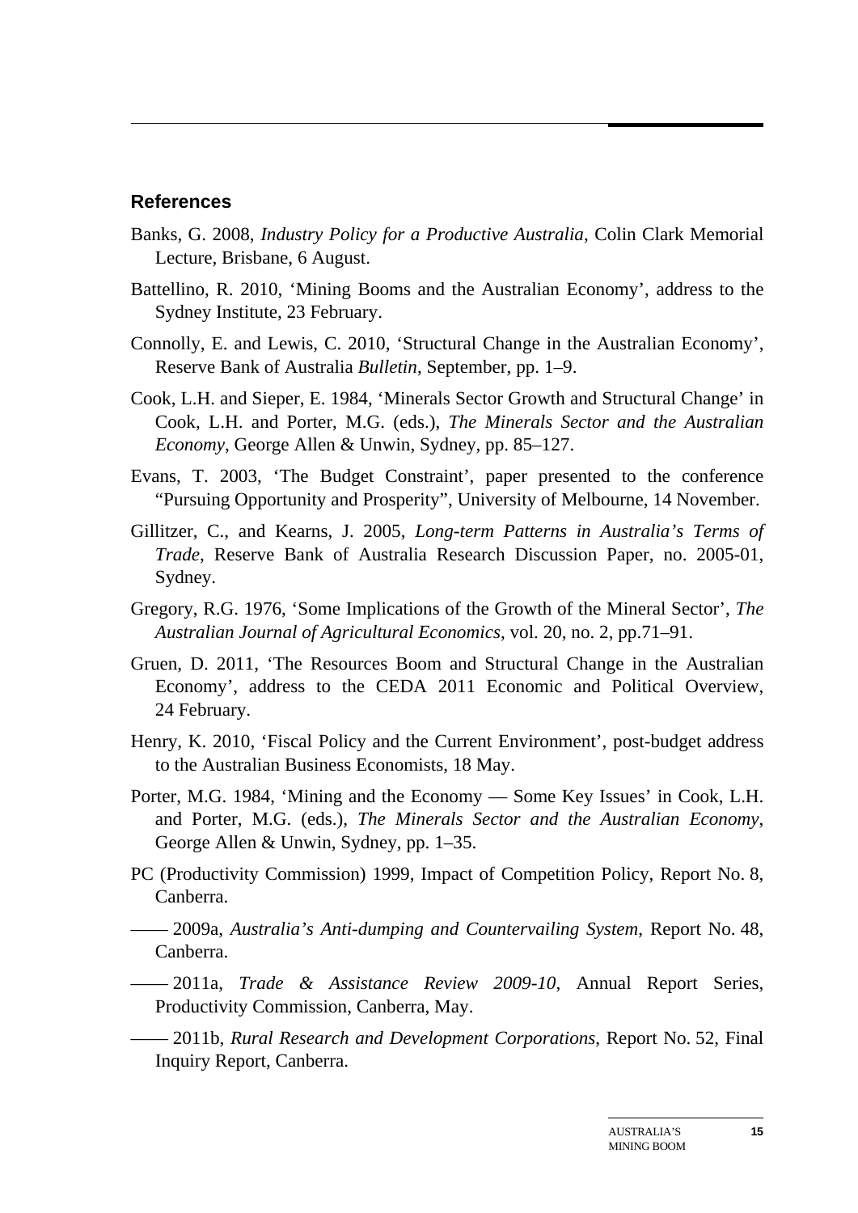## References

Banks, G. 2008, *Industry Policy for a Productive Australia*, Colin Clark Memorial Lecture, Brisbane, 6 August.

Battellino, R. 2010, 'Mining Booms and the Australian Economy', address to the Sydney Institute, 23 February.

Connolly, E. and Lewis, C. 2010, 'Structural Change in the Australian Economy', Reserve Bank of Australia *Bulletin*, September, pp. 1–9.

Cook, L.H. and Sieper, E. 1984, 'Minerals Sector Growth and Structural Change' in Cook, L.H. and Porter, M.G. (eds.), *The Minerals Sector and the Australian Economy*, George Allen & Unwin, Sydney, pp. 85–127.

Evans, T. 2003, 'The Budget Constraint', paper presented to the conference "Pursuing Opportunity and Prosperity", University of Melbourne, 14 November.

Gillitzer, C., and Kearns, J. 2005, *Long-term Patterns in Australia's Terms of Trade*, Reserve Bank of Australia Research Discussion Paper, no. 2005-01, Sydney.

Gregory, R.G. 1976, 'Some Implications of the Growth of the Mineral Sector', *The Australian Journal of Agricultural Economics*, vol. 20, no. 2, pp.71–91.

Gruen, D. 2011, 'The Resources Boom and Structural Change in the Australian Economy', address to the CEDA 2011 Economic and Political Overview, 24 February.

Henry, K. 2010, 'Fiscal Policy and the Current Environment', post-budget address to the Australian Business Economists, 18 May.

Porter, M.G. 1984, 'Mining and the Economy — Some Key Issues' in Cook, L.H. and Porter, M.G. (eds.), *The Minerals Sector and the Australian Economy*, George Allen & Unwin, Sydney, pp. 1–35.

PC (Productivity Commission) 1999, Impact of Competition Policy, Report No. 8, Canberra.

—— 2009a, *Australia's Anti-dumping and Countervailing System*, Report No. 48, Canberra.

—— 2011a, *Trade & Assistance Review 2009-10*, Annual Report Series, Productivity Commission, Canberra, May.

—— 2011b, *Rural Research and Development Corporations*, Report No. 52, Final Inquiry Report, Canberra.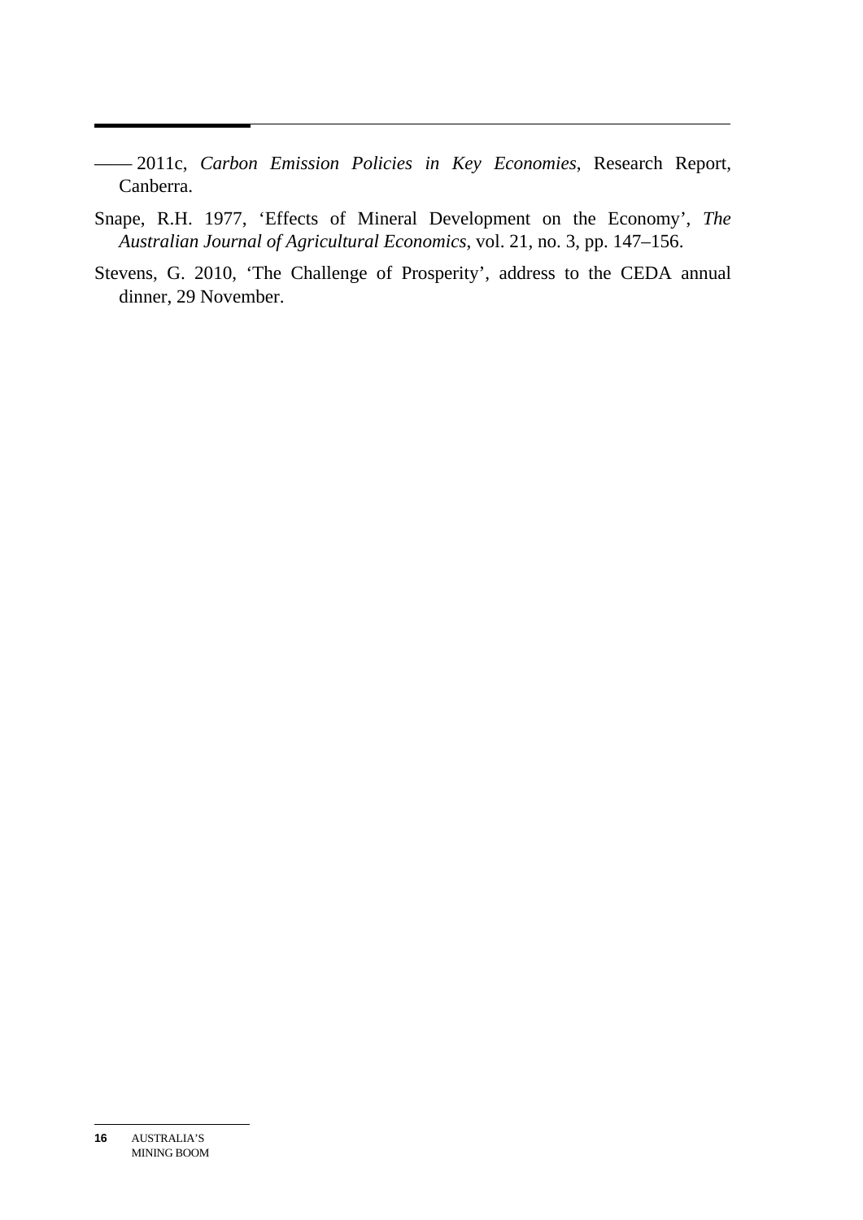—— 2011c, *Carbon Emission Policies in Key Economies*, Research Report, Canberra.

Snape, R.H. 1977, 'Effects of Mineral Development on the Economy', *The Australian Journal of Agricultural Economics*, vol. 21, no. 3, pp. 147–156.

Stevens, G. 2010, 'The Challenge of Prosperity', address to the CEDA annual dinner, 29 November.